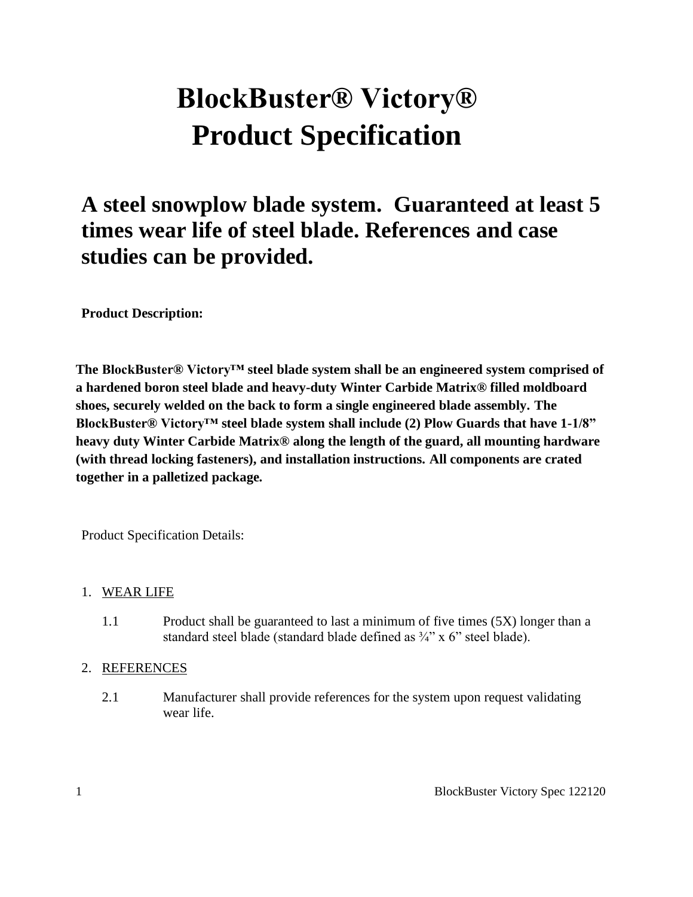# BlockBuster® Victory®
# Product Specification

## A steel snowplow blade system. Guaranteed at least 5 times wear life of steel blade. References and case studies can be provided.

**Product Description:**

**The BlockBuster® Victory™ steel blade system shall be an engineered system comprised of a hardened boron steel blade and heavy-duty Winter Carbide Matrix® filled moldboard shoes, securely welded on the back to form a single engineered blade assembly. The BlockBuster® Victory™ steel blade system shall include (2) Plow Guards that have 1-1/8" heavy duty Winter Carbide Matrix® along the length of the guard, all mounting hardware (with thread locking fasteners), and installation instructions. All components are crated together in a palletized package.**

Product Specification Details:

1. WEAR LIFE

   1.1 Product shall be guaranteed to last a minimum of five times (5X) longer than a standard steel blade (standard blade defined as ¾" x 6" steel blade).

2. REFERENCES

   2.1 Manufacturer shall provide references for the system upon request validating wear life.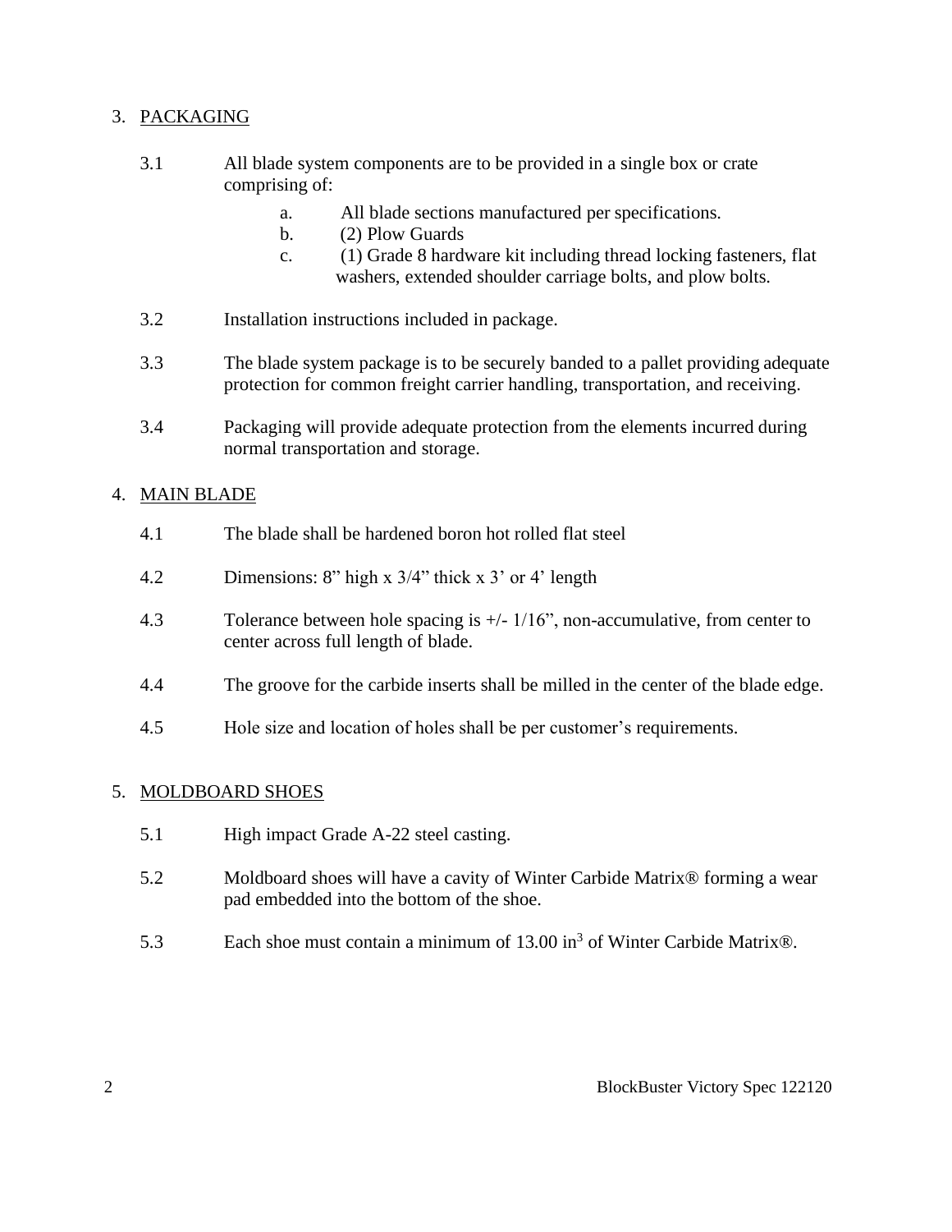## 3. PACKAGING

3.1 All blade system components are to be provided in a single box or crate comprising of:

   a. All blade sections manufactured per specifications.
   b. (2) Plow Guards
   c. (1) Grade 8 hardware kit including thread locking fasteners, flat washers, extended shoulder carriage bolts, and plow bolts.

3.2 Installation instructions included in package.

3.3 The blade system package is to be securely banded to a pallet providing adequate protection for common freight carrier handling, transportation, and receiving.

3.4 Packaging will provide adequate protection from the elements incurred during normal transportation and storage.

## 4. MAIN BLADE

4.1 The blade shall be hardened boron hot rolled flat steel

4.2 Dimensions: 8" high x 3/4" thick x 3' or 4' length

4.3 Tolerance between hole spacing is +/- 1/16", non-accumulative, from center to center across full length of blade.

4.4 The groove for the carbide inserts shall be milled in the center of the blade edge.

4.5 Hole size and location of holes shall be per customer's requirements.

## 5. MOLDBOARD SHOES

5.1 High impact Grade A-22 steel casting.

5.2 Moldboard shoes will have a cavity of Winter Carbide Matrix® forming a wear pad embedded into the bottom of the shoe.

5.3 Each shoe must contain a minimum of 13.00 $in^3$ of Winter Carbide Matrix®.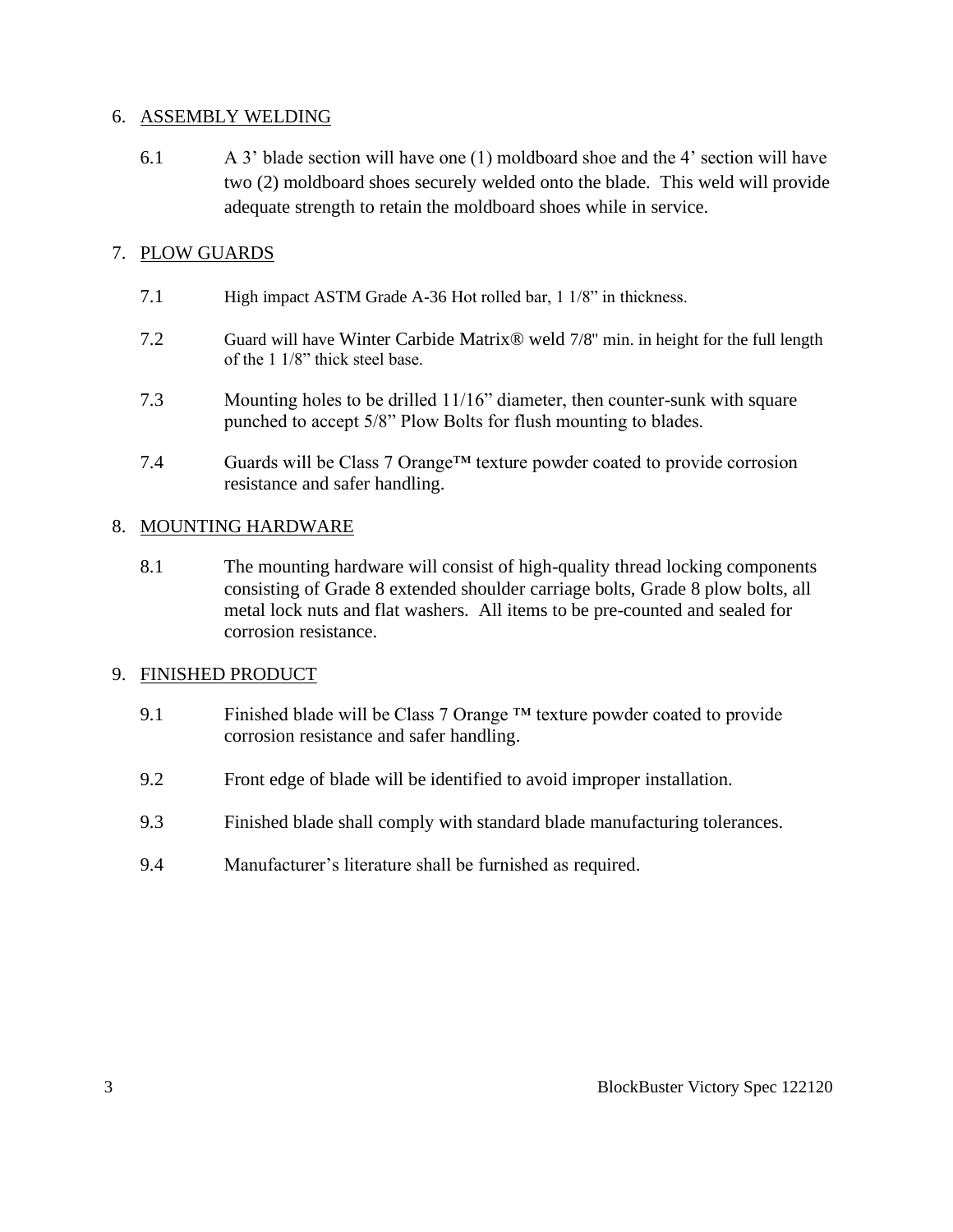6. ASSEMBLY WELDING

6.1 A 3' blade section will have one (1) moldboard shoe and the 4' section will have two (2) moldboard shoes securely welded onto the blade. This weld will provide adequate strength to retain the moldboard shoes while in service.

7. PLOW GUARDS

7.1 High impact ASTM Grade A-36 Hot rolled bar, 1 1/8" in thickness.

7.2 Guard will have Winter Carbide Matrix® weld 7/8" min. in height for the full length of the 1 1/8" thick steel base.

7.3 Mounting holes to be drilled 11/16" diameter, then counter-sunk with square punched to accept 5/8" Plow Bolts for flush mounting to blades.

7.4 Guards will be Class 7 Orange™ texture powder coated to provide corrosion resistance and safer handling.

8. MOUNTING HARDWARE

8.1 The mounting hardware will consist of high-quality thread locking components consisting of Grade 8 extended shoulder carriage bolts, Grade 8 plow bolts, all metal lock nuts and flat washers. All items to be pre-counted and sealed for corrosion resistance.

9. FINISHED PRODUCT

9.1 Finished blade will be Class 7 Orange ™ texture powder coated to provide corrosion resistance and safer handling.

9.2 Front edge of blade will be identified to avoid improper installation.

9.3 Finished blade shall comply with standard blade manufacturing tolerances.

9.4 Manufacturer's literature shall be furnished as required.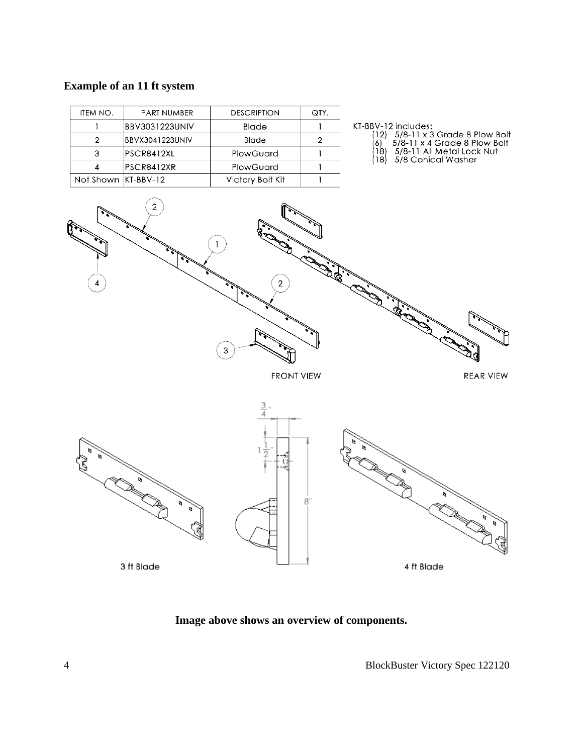**Example of an 11 ft system**

| ITEM NO. | PART NUMBER | DESCRIPTION | QTY. |
| --- | --- | --- | --- |
| 1 | BBV3031223UNIV | Blade | 1 |
| 2 | BBVX3041223UNIV | Blade | 2 |
| 3 | PSCR8412XL | PlowGuard | 1 |
| 4 | PSCR8412XR | PlowGuard | 1 |
| Not Shown | KT-BBV-12 | Victory Bolt Kit | 1 |

KT-BBV-12 includes:
- (12) 5/8-11 x 3 Grade 8 Plow Bolt
- (6) 5/8-11 x 4 Grade 8 Plow Bolt
- (18) 5/8-11 All Metal Lock Nut
- (18) 5/8 Conical Washer

FRONT VIEW

REAR VIEW

3/4"

1 1/2"

8"

3 ft Blade

4 ft Blade

**Image above shows an overview of components.**